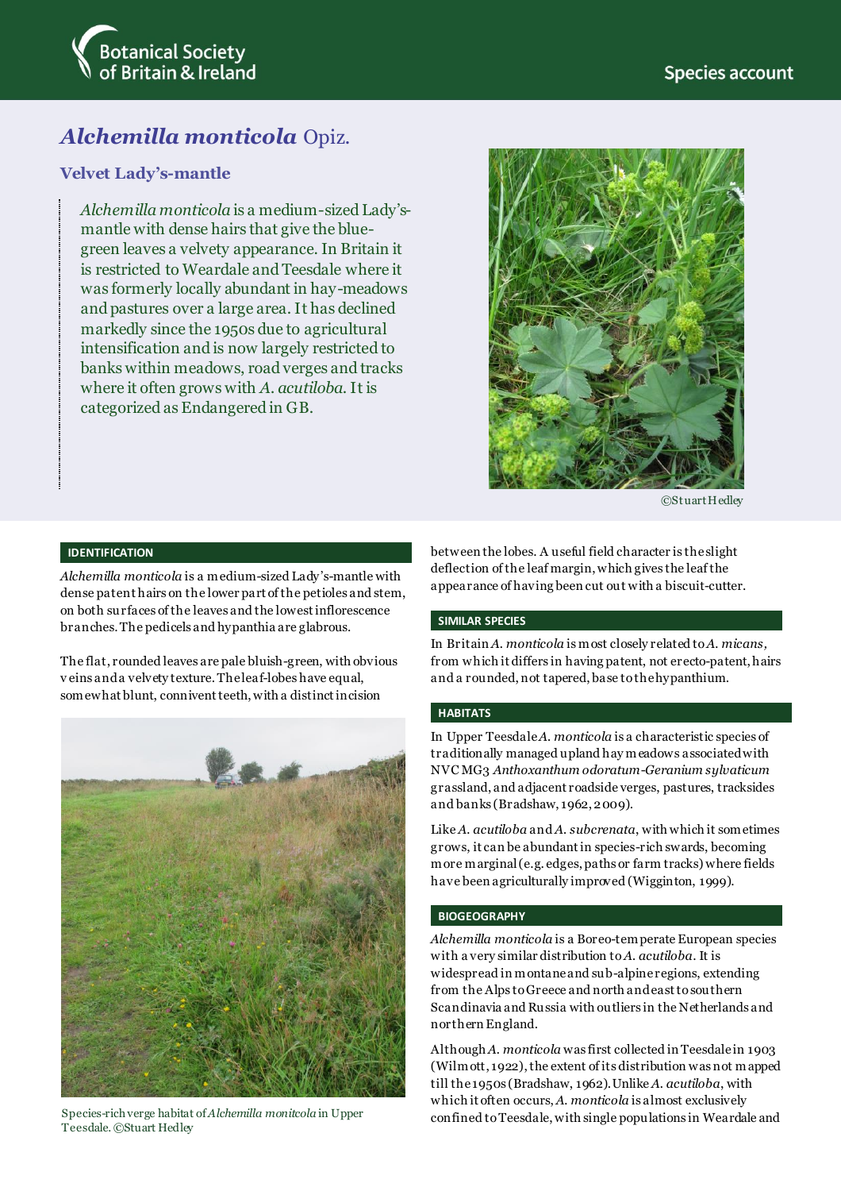Botanical Society of Britain & Ireland

Species account

# *Alchemilla monticola* Opiz.

## Velvet Lady's-mantle

*Alchemilla monticola* is a medium-sized Lady's-mantle with dense hairs that give the blue-green leaves a velvety appearance. In Britain it is restricted to Weardale and Teesdale where it was formerly locally abundant in hay-meadows and pastures over a large area. It has declined markedly since the 1950s due to agricultural intensification and is now largely restricted to banks within meadows, road verges and tracks where it often grows with *A. acutiloba*. It is categorized as Endangered in GB.

©Stuart Hedley

### IDENTIFICATION

*Alchemilla monticola* is a medium-sized Lady's-mantle with dense patent hairs on the lower part of the petioles and stem, on both surfaces of the leaves and the lowest inflorescence branches. The pedicels and hypanthia are glabrous.

The flat, rounded leaves are pale bluish-green, with obvious veins and a velvety texture. The leaf-lobes have equal, somewhat blunt, connivent teeth, with a distinct incision between the lobes. A useful field character is the slight deflection of the leaf margin, which gives the leaf the appearance of having been cut out with a biscuit-cutter.

Species-rich verge habitat of *Alchemilla monitcola* in Upper Teesdale. ©Stuart Hedley

### SIMILAR SPECIES

In Britain *A. monticola* is most closely related to *A. micans*, from which it differs in having patent, not erecto-patent, hairs and a rounded, not tapered, base to the hypanthium.

### HABITATS

In Upper Teesdale *A. monticola* is a characteristic species of traditionally managed upland hay meadows associated with NVC MG3 *Anthoxanthum odoratum-Geranium sylvaticum* grassland, and adjacent roadside verges, pastures, tracksides and banks (Bradshaw, 1962, 2009).

Like *A. acutiloba* and *A. subcrenata*, with which it sometimes grows, it can be abundant in species-rich swards, becoming more marginal (e.g. edges, paths or farm tracks) where fields have been agriculturally improved (Wigginton, 1999).

### BIOGEOGRAPHY

*Alchemilla monticola* is a Boreo-temperate European species with a very similar distribution to *A. acutiloba*. It is widespread in montane and sub-alpine regions, extending from the Alps to Greece and north and east to southern Scandinavia and Russia with outliers in the Netherlands and northern England.

Although *A. monticola* was first collected in Teesdale in 1903 (Wilmott, 1922), the extent of its distribution was not mapped till the 1950s (Bradshaw, 1962). Unlike *A. acutiloba*, with which it often occurs, *A. monticola* is almost exclusively confined to Teesdale, with single populations in Weardale and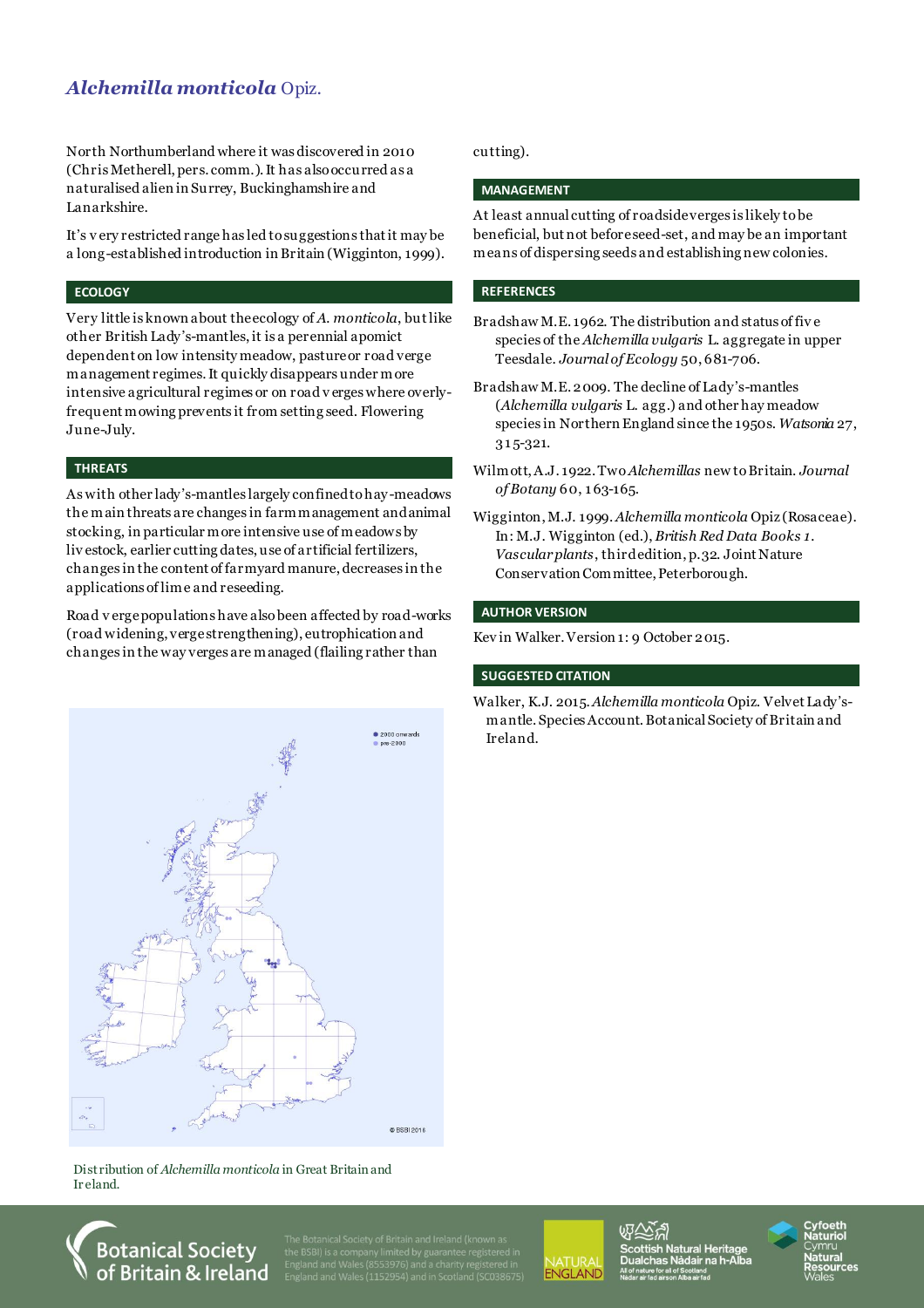# *Alchemilla monticola* Opiz.

North Northumberland where it was discovered in 2010 (Chris Metherell, pers. comm.). It has also occurred as a naturalised alien in Surrey, Buckinghamshire and Lanarkshire.

It's very restricted range has led to suggestions that it may be a long-established introduction in Britain (Wigginton, 1999).

## ECOLOGY

Very little is known about the ecology of *A. monticola*, but like other British Lady's-mantles, it is a perennial apomict dependent on low intensity meadow, pasture or road verge management regimes. It quickly disappears under more intensive agricultural regimes or on road verges where overly-frequent mowing prevents it from setting seed. Flowering June-July.

## THREATS

As with other lady's-mantles largely confined to hay-meadows the main threats are changes in farm management and animal stocking, in particular more intensive use of meadows by livestock, earlier cutting dates, use of artificial fertilizers, changes in the content of farmyard manure, decreases in the applications of lime and reseeding.

Road verge populations have also been affected by road-works (road widening, verge strengthening), eutrophication and changes in the way verges are managed (flailing rather than cutting).

● 2000 onwards
● pre-2000

© BSBI 2016

Distribution of *Alchemilla monticola* in Great Britain and Ireland.

## MANAGEMENT

At least annual cutting of roadside verges is likely to be beneficial, but not before seed-set, and may be an important means of dispersing seeds and establishing new colonies.

## REFERENCES

Bradshaw M.E. 1962. The distribution and status of five species of the *Alchemilla vulgaris* L. aggregate in upper Teesdale. *Journal of Ecology* 50, 681-706.

Bradshaw M.E. 2009. The decline of Lady's-mantles (*Alchemilla vulgaris* L. agg.) and other hay meadow species in Northern England since the 1950s. *Watsonia* 27, 315-321.

Wilmott, A.J. 1922. Two *Alchemillas* new to Britain. *Journal of Botany* 60, 163-165.

Wigginton, M.J. 1999. *Alchemilla monticola* Opiz (Rosaceae). In: M.J. Wigginton (ed.), *British Red Data Books 1. Vascular plants*, third edition, p.32. Joint Nature Conservation Committee, Peterborough.

## AUTHOR VERSION

Kevin Walker. Version 1: 9 October 2015.

## SUGGESTED CITATION

Walker, K.J. 2015. *Alchemilla monticola* Opiz. Velvet Lady's-mantle. Species Account. Botanical Society of Britain and Ireland.